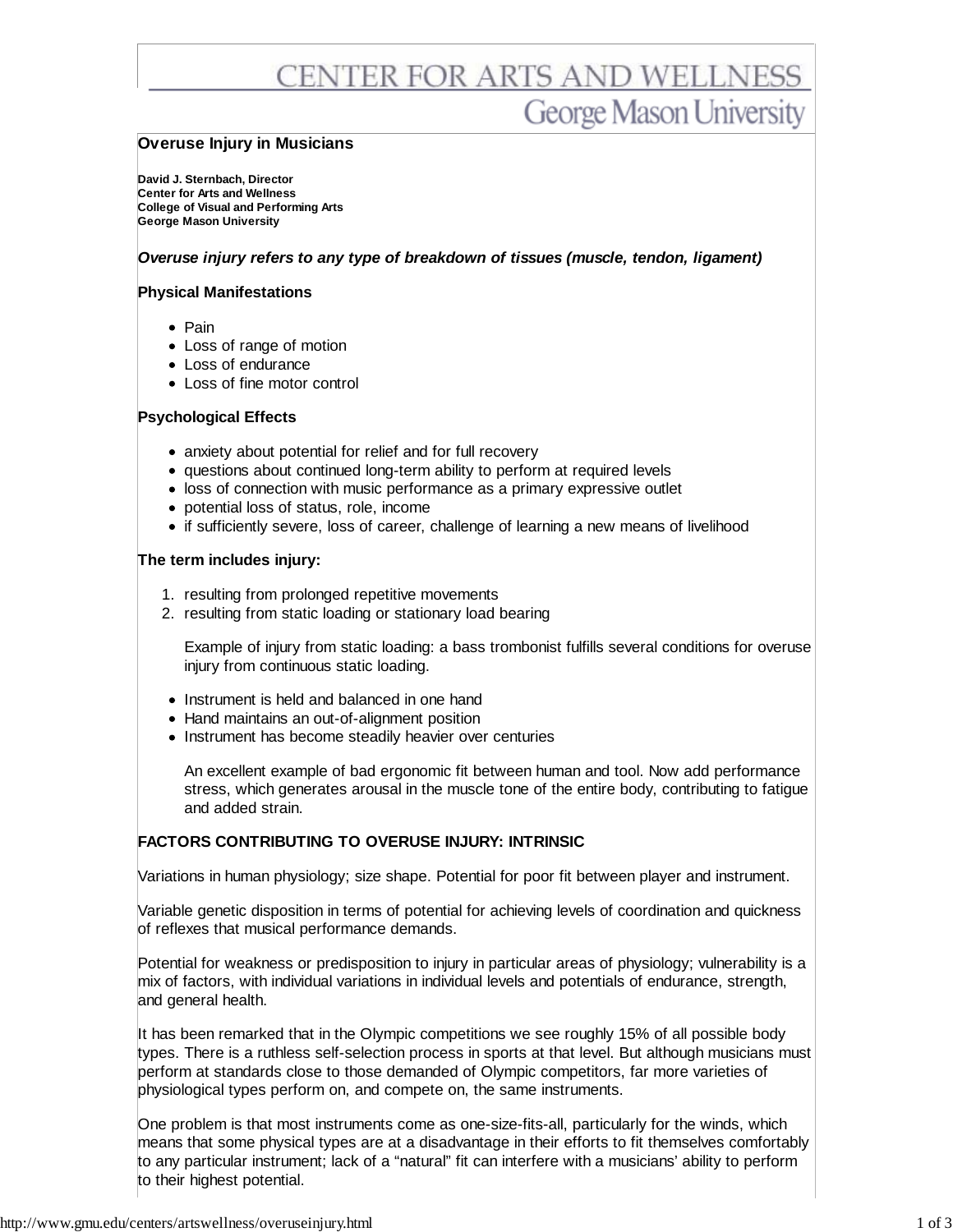# CENTER FOR ARTS AND WELLNESS
## George Mason University

## Overuse Injury in Musicians

**David J. Sternbach, Director**
**Center for Arts and Wellness**
**College of Visual and Performing Arts**
**George Mason University**

***Overuse injury refers to any type of breakdown of tissues (muscle, tendon, ligament)***

### Physical Manifestations

- Pain
- Loss of range of motion
- Loss of endurance
- Loss of fine motor control

### Psychological Effects

- anxiety about potential for relief and for full recovery
- questions about continued long-term ability to perform at required levels
- loss of connection with music performance as a primary expressive outlet
- potential loss of status, role, income
- if sufficiently severe, loss of career, challenge of learning a new means of livelihood

### The term includes injury:

1. resulting from prolonged repetitive movements
2. resulting from static loading or stationary load bearing

   Example of injury from static loading: a bass trombonist fulfills several conditions for overuse injury from continuous static loading.

- Instrument is held and balanced in one hand
- Hand maintains an out-of-alignment position
- Instrument has become steadily heavier over centuries

  An excellent example of bad ergonomic fit between human and tool. Now add performance stress, which generates arousal in the muscle tone of the entire body, contributing to fatigue and added strain.

### FACTORS CONTRIBUTING TO OVERUSE INJURY: INTRINSIC

Variations in human physiology; size shape. Potential for poor fit between player and instrument.

Variable genetic disposition in terms of potential for achieving levels of coordination and quickness of reflexes that musical performance demands.

Potential for weakness or predisposition to injury in particular areas of physiology; vulnerability is a mix of factors, with individual variations in individual levels and potentials of endurance, strength, and general health.

It has been remarked that in the Olympic competitions we see roughly 15% of all possible body types. There is a ruthless self-selection process in sports at that level. But although musicians must perform at standards close to those demanded of Olympic competitors, far more varieties of physiological types perform on, and compete on, the same instruments.

One problem is that most instruments come as one-size-fits-all, particularly for the winds, which means that some physical types are at a disadvantage in their efforts to fit themselves comfortably to any particular instrument; lack of a "natural" fit can interfere with a musicians' ability to perform to their highest potential.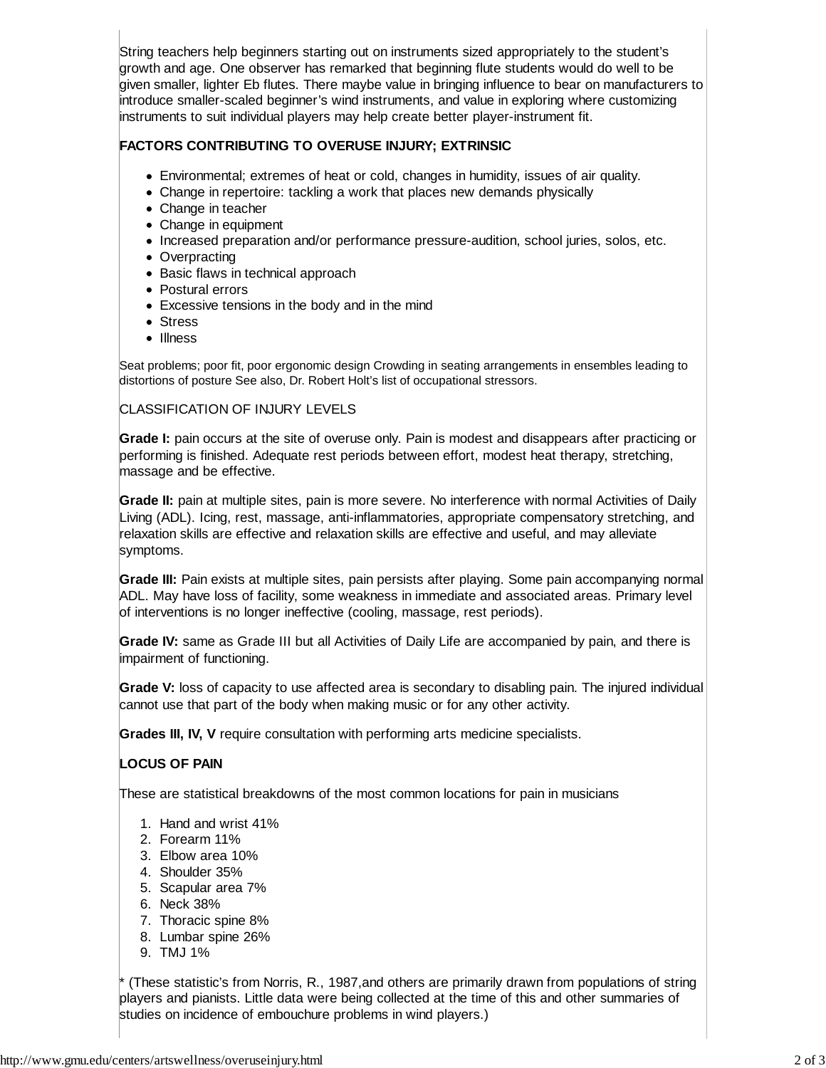String teachers help beginners starting out on instruments sized appropriately to the student's growth and age. One observer has remarked that beginning flute students would do well to be given smaller, lighter Eb flutes. There maybe value in bringing influence to bear on manufacturers to introduce smaller-scaled beginner's wind instruments, and value in exploring where customizing instruments to suit individual players may help create better player-instrument fit.

**FACTORS CONTRIBUTING TO OVERUSE INJURY; EXTRINSIC**

- Environmental; extremes of heat or cold, changes in humidity, issues of air quality.
- Change in repertoire: tackling a work that places new demands physically
- Change in teacher
- Change in equipment
- Increased preparation and/or performance pressure-audition, school juries, solos, etc.
- Overpracting
- Basic flaws in technical approach
- Postural errors
- Excessive tensions in the body and in the mind
- Stress
- Illness

Seat problems; poor fit, poor ergonomic design Crowding in seating arrangements in ensembles leading to distortions of posture See also, Dr. Robert Holt's list of occupational stressors.

CLASSIFICATION OF INJURY LEVELS

**Grade I:** pain occurs at the site of overuse only. Pain is modest and disappears after practicing or performing is finished. Adequate rest periods between effort, modest heat therapy, stretching, massage and be effective.

**Grade II:** pain at multiple sites, pain is more severe. No interference with normal Activities of Daily Living (ADL). Icing, rest, massage, anti-inflammatories, appropriate compensatory stretching, and relaxation skills are effective and relaxation skills are effective and useful, and may alleviate symptoms.

**Grade III:** Pain exists at multiple sites, pain persists after playing. Some pain accompanying normal ADL. May have loss of facility, some weakness in immediate and associated areas. Primary level of interventions is no longer ineffective (cooling, massage, rest periods).

**Grade IV:** same as Grade III but all Activities of Daily Life are accompanied by pain, and there is impairment of functioning.

**Grade V:** loss of capacity to use affected area is secondary to disabling pain. The injured individual cannot use that part of the body when making music or for any other activity.

**Grades III, IV, V** require consultation with performing arts medicine specialists.

**LOCUS OF PAIN**

These are statistical breakdowns of the most common locations for pain in musicians

1. Hand and wrist 41%
2. Forearm 11%
3. Elbow area 10%
4. Shoulder 35%
5. Scapular area 7%
6. Neck 38%
7. Thoracic spine 8%
8. Lumbar spine 26%
9. TMJ 1%

* (These statistic's from Norris, R., 1987,and others are primarily drawn from populations of string players and pianists. Little data were being collected at the time of this and other summaries of studies on incidence of embouchure problems in wind players.)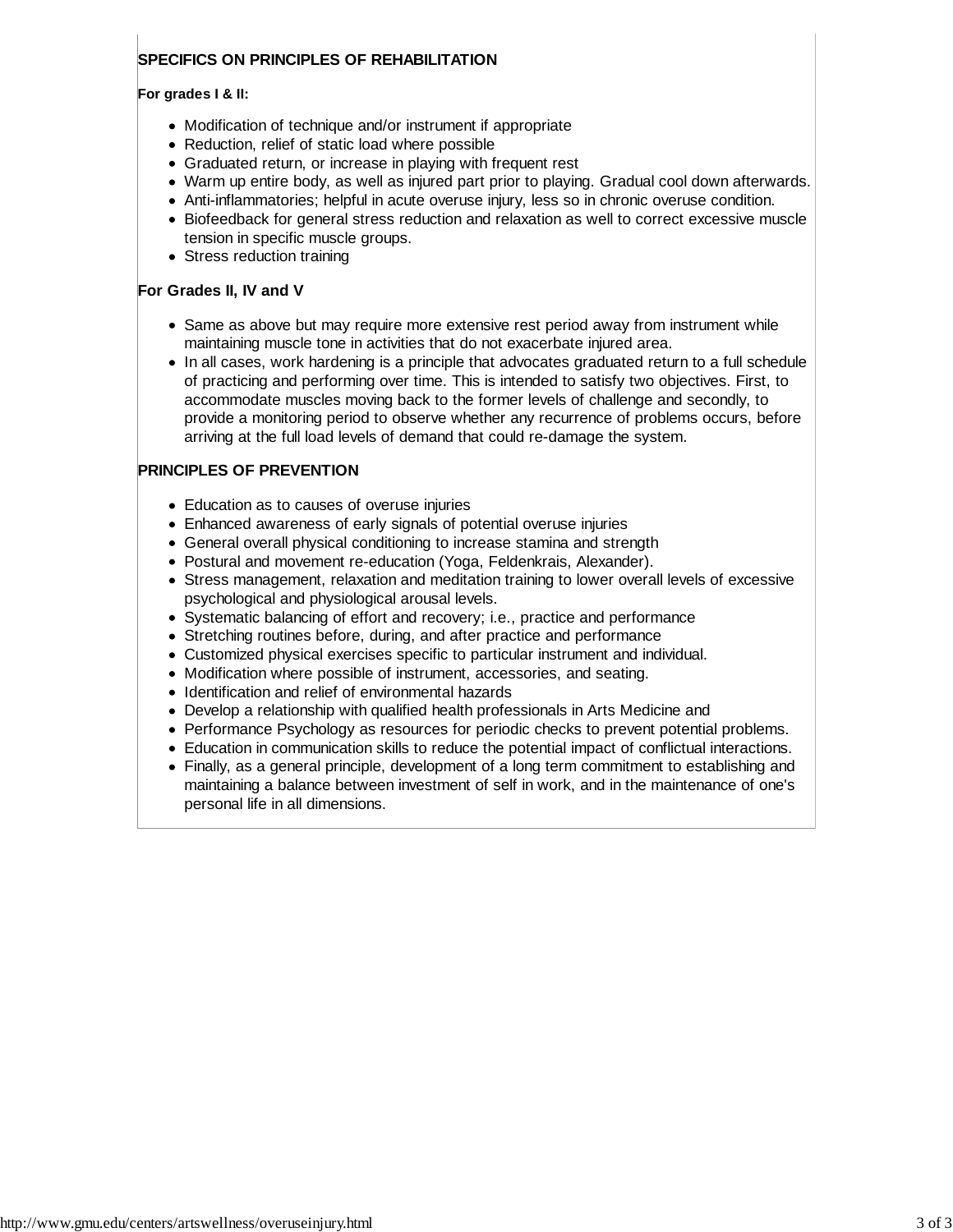## SPECIFICS ON PRINCIPLES OF REHABILITATION

**For grades I & II:**

- Modification of technique and/or instrument if appropriate
- Reduction, relief of static load where possible
- Graduated return, or increase in playing with frequent rest
- Warm up entire body, as well as injured part prior to playing. Gradual cool down afterwards.
- Anti-inflammatories; helpful in acute overuse injury, less so in chronic overuse condition.
- Biofeedback for general stress reduction and relaxation as well to correct excessive muscle tension in specific muscle groups.
- Stress reduction training

**For Grades II, IV and V**

- Same as above but may require more extensive rest period away from instrument while maintaining muscle tone in activities that do not exacerbate injured area.
- In all cases, work hardening is a principle that advocates graduated return to a full schedule of practicing and performing over time. This is intended to satisfy two objectives. First, to accommodate muscles moving back to the former levels of challenge and secondly, to provide a monitoring period to observe whether any recurrence of problems occurs, before arriving at the full load levels of demand that could re-damage the system.

## PRINCIPLES OF PREVENTION

- Education as to causes of overuse injuries
- Enhanced awareness of early signals of potential overuse injuries
- General overall physical conditioning to increase stamina and strength
- Postural and movement re-education (Yoga, Feldenkrais, Alexander).
- Stress management, relaxation and meditation training to lower overall levels of excessive psychological and physiological arousal levels.
- Systematic balancing of effort and recovery; i.e., practice and performance
- Stretching routines before, during, and after practice and performance
- Customized physical exercises specific to particular instrument and individual.
- Modification where possible of instrument, accessories, and seating.
- Identification and relief of environmental hazards
- Develop a relationship with qualified health professionals in Arts Medicine and
- Performance Psychology as resources for periodic checks to prevent potential problems.
- Education in communication skills to reduce the potential impact of conflictual interactions.
- Finally, as a general principle, development of a long term commitment to establishing and maintaining a balance between investment of self in work, and in the maintenance of one's personal life in all dimensions.